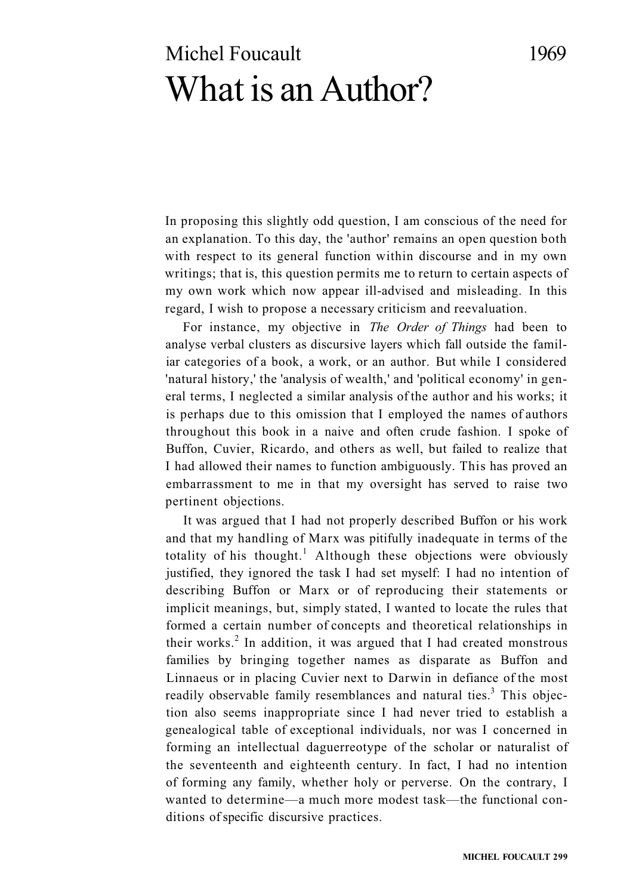Michel Foucault 1969

# What is an Author?

In proposing this slightly odd question, I am conscious of the need for an explanation. To this day, the 'author' remains an open question both with respect to its general function within discourse and in my own writings; that is, this question permits me to return to certain aspects of my own work which now appear ill-advised and misleading. In this regard, I wish to propose a necessary criticism and reevaluation.

For instance, my objective in *The Order of Things* had been to analyse verbal clusters as discursive layers which fall outside the familiar categories of a book, a work, or an author. But while I considered 'natural history,' the 'analysis of wealth,' and 'political economy' in general terms, I neglected a similar analysis of the author and his works; it is perhaps due to this omission that I employed the names of authors throughout this book in a naive and often crude fashion. I spoke of Buffon, Cuvier, Ricardo, and others as well, but failed to realize that I had allowed their names to function ambiguously. This has proved an embarrassment to me in that my oversight has served to raise two pertinent objections.

It was argued that I had not properly described Buffon or his work and that my handling of Marx was pitifully inadequate in terms of the totality of his thought.[1] Although these objections were obviously justified, they ignored the task I had set myself: I had no intention of describing Buffon or Marx or of reproducing their statements or implicit meanings, but, simply stated, I wanted to locate the rules that formed a certain number of concepts and theoretical relationships in their works.[2] In addition, it was argued that I had created monstrous families by bringing together names as disparate as Buffon and Linnaeus or in placing Cuvier next to Darwin in defiance of the most readily observable family resemblances and natural ties.[3] This objection also seems inappropriate since I had never tried to establish a genealogical table of exceptional individuals, nor was I concerned in forming an intellectual daguerreotype of the scholar or naturalist of the seventeenth and eighteenth century. In fact, I had no intention of forming any family, whether holy or perverse. On the contrary, I wanted to determine—a much more modest task—the functional conditions of specific discursive practices.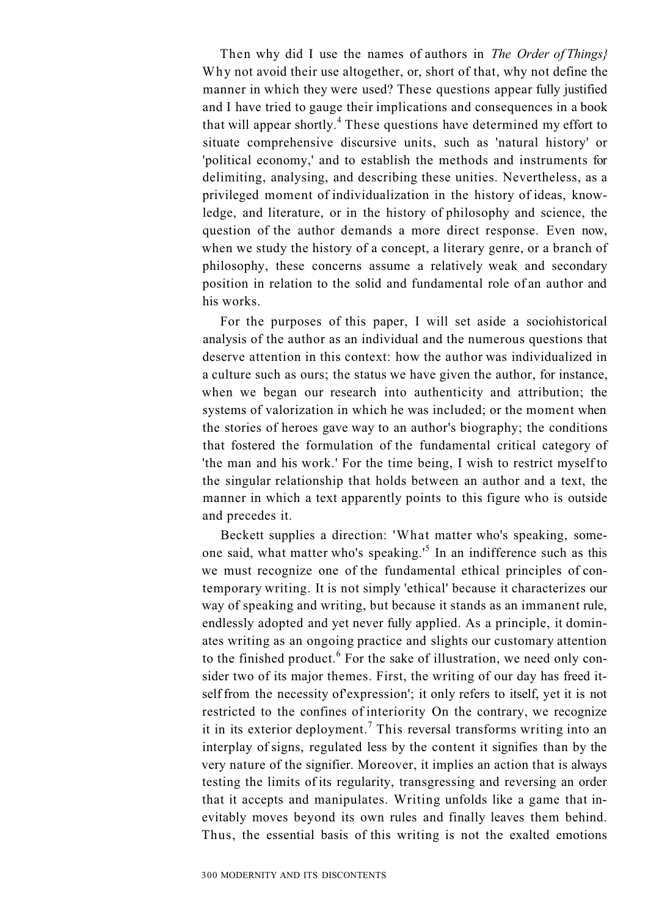Then why did I use the names of authors in *The Order of Things}* Why not avoid their use altogether, or, short of that, why not define the manner in which they were used? These questions appear fully justified and I have tried to gauge their implications and consequences in a book that will appear shortly.[4] These questions have determined my effort to situate comprehensive discursive units, such as 'natural history' or 'political economy,' and to establish the methods and instruments for delimiting, analysing, and describing these unities. Nevertheless, as a privileged moment of individualization in the history of ideas, knowledge, and literature, or in the history of philosophy and science, the question of the author demands a more direct response. Even now, when we study the history of a concept, a literary genre, or a branch of philosophy, these concerns assume a relatively weak and secondary position in relation to the solid and fundamental role of an author and his works.

For the purposes of this paper, I will set aside a sociohistorical analysis of the author as an individual and the numerous questions that deserve attention in this context: how the author was individualized in a culture such as ours; the status we have given the author, for instance, when we began our research into authenticity and attribution; the systems of valorization in which he was included; or the moment when the stories of heroes gave way to an author's biography; the conditions that fostered the formulation of the fundamental critical category of 'the man and his work.' For the time being, I wish to restrict myself to the singular relationship that holds between an author and a text, the manner in which a text apparently points to this figure who is outside and precedes it.

Beckett supplies a direction: 'What matter who's speaking, someone said, what matter who's speaking.'[5] In an indifference such as this we must recognize one of the fundamental ethical principles of contemporary writing. It is not simply 'ethical' because it characterizes our way of speaking and writing, but because it stands as an immanent rule, endlessly adopted and yet never fully applied. As a principle, it dominates writing as an ongoing practice and slights our customary attention to the finished product.[6] For the sake of illustration, we need only consider two of its major themes. First, the writing of our day has freed itself from the necessity of 'expression'; it only refers to itself, yet it is not restricted to the confines of interiority On the contrary, we recognize it in its exterior deployment.[7] This reversal transforms writing into an interplay of signs, regulated less by the content it signifies than by the very nature of the signifier. Moreover, it implies an action that is always testing the limits of its regularity, transgressing and reversing an order that it accepts and manipulates. Writing unfolds like a game that inevitably moves beyond its own rules and finally leaves them behind. Thus, the essential basis of this writing is not the exalted emotions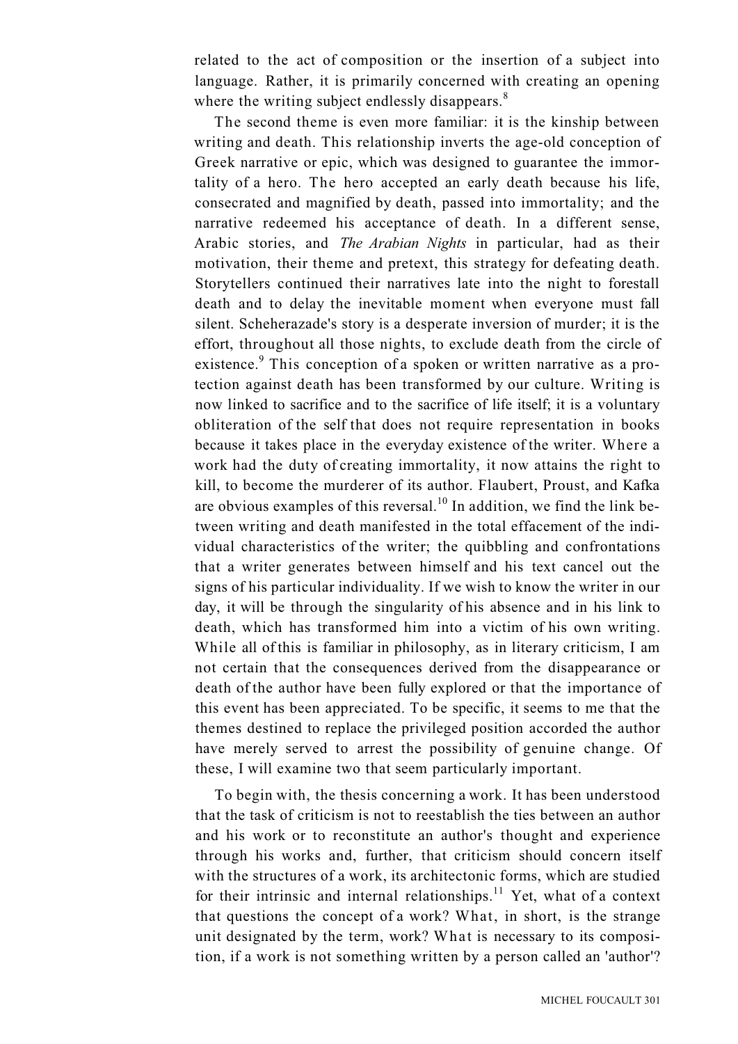related to the act of composition or the insertion of a subject into language. Rather, it is primarily concerned with creating an opening where the writing subject endlessly disappears.[8]

The second theme is even more familiar: it is the kinship between writing and death. This relationship inverts the age-old conception of Greek narrative or epic, which was designed to guarantee the immortality of a hero. The hero accepted an early death because his life, consecrated and magnified by death, passed into immortality; and the narrative redeemed his acceptance of death. In a different sense, Arabic stories, and *The Arabian Nights* in particular, had as their motivation, their theme and pretext, this strategy for defeating death. Storytellers continued their narratives late into the night to forestall death and to delay the inevitable moment when everyone must fall silent. Scheherazade's story is a desperate inversion of murder; it is the effort, throughout all those nights, to exclude death from the circle of existence.[9] This conception of a spoken or written narrative as a protection against death has been transformed by our culture. Writing is now linked to sacrifice and to the sacrifice of life itself; it is a voluntary obliteration of the self that does not require representation in books because it takes place in the everyday existence of the writer. Where a work had the duty of creating immortality, it now attains the right to kill, to become the murderer of its author. Flaubert, Proust, and Kafka are obvious examples of this reversal.[10] In addition, we find the link between writing and death manifested in the total effacement of the individual characteristics of the writer; the quibbling and confrontations that a writer generates between himself and his text cancel out the signs of his particular individuality. If we wish to know the writer in our day, it will be through the singularity of his absence and in his link to death, which has transformed him into a victim of his own writing. While all of this is familiar in philosophy, as in literary criticism, I am not certain that the consequences derived from the disappearance or death of the author have been fully explored or that the importance of this event has been appreciated. To be specific, it seems to me that the themes destined to replace the privileged position accorded the author have merely served to arrest the possibility of genuine change. Of these, I will examine two that seem particularly important.

To begin with, the thesis concerning a work. It has been understood that the task of criticism is not to reestablish the ties between an author and his work or to reconstitute an author's thought and experience through his works and, further, that criticism should concern itself with the structures of a work, its architectonic forms, which are studied for their intrinsic and internal relationships.[11] Yet, what of a context that questions the concept of a work? What, in short, is the strange unit designated by the term, work? What is necessary to its composition, if a work is not something written by a person called an 'author'?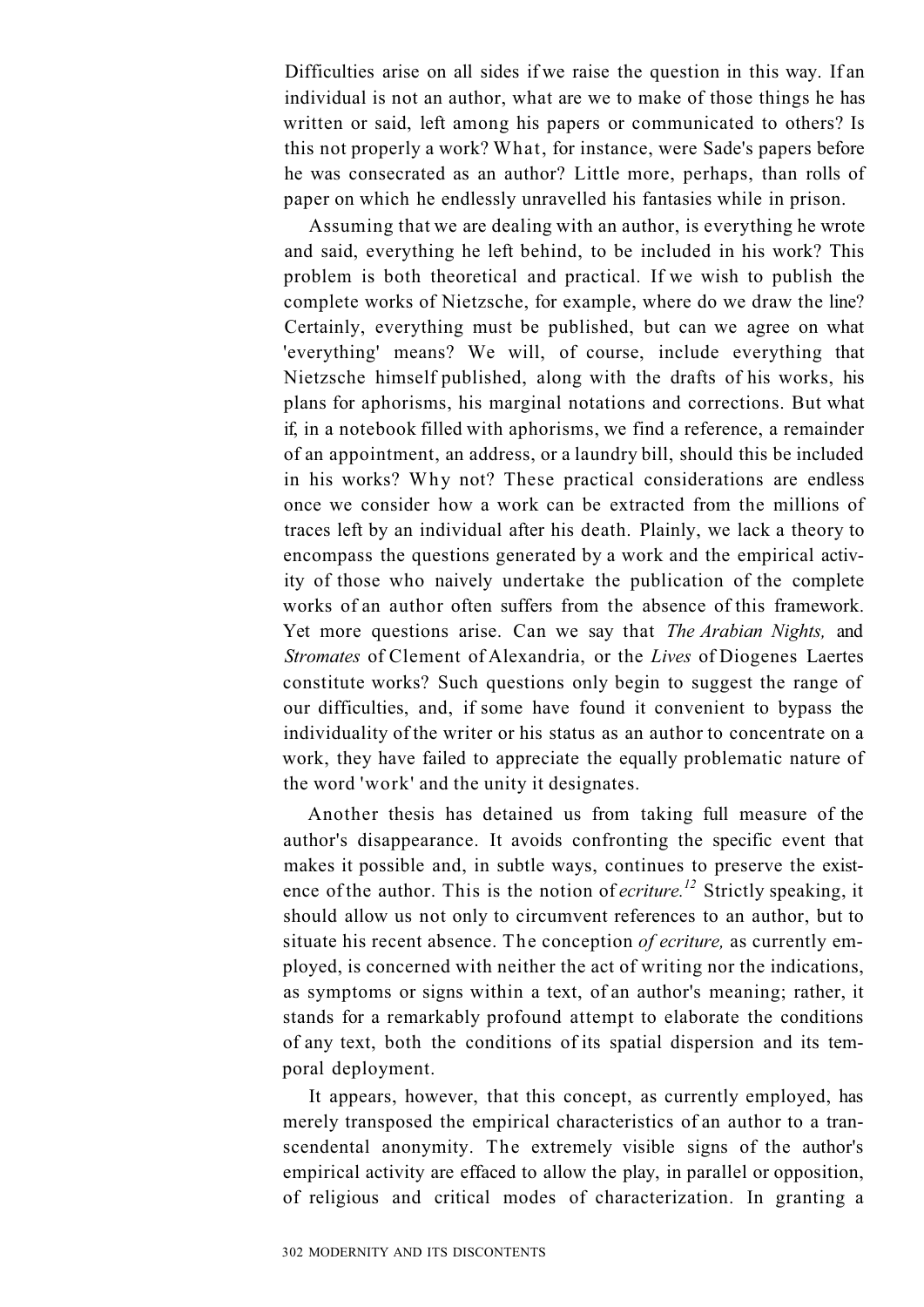Difficulties arise on all sides if we raise the question in this way. If an individual is not an author, what are we to make of those things he has written or said, left among his papers or communicated to others? Is this not properly a work? What, for instance, were Sade's papers before he was consecrated as an author? Little more, perhaps, than rolls of paper on which he endlessly unravelled his fantasies while in prison.

Assuming that we are dealing with an author, is everything he wrote and said, everything he left behind, to be included in his work? This problem is both theoretical and practical. If we wish to publish the complete works of Nietzsche, for example, where do we draw the line? Certainly, everything must be published, but can we agree on what 'everything' means? We will, of course, include everything that Nietzsche himself published, along with the drafts of his works, his plans for aphorisms, his marginal notations and corrections. But what if, in a notebook filled with aphorisms, we find a reference, a remainder of an appointment, an address, or a laundry bill, should this be included in his works? Why not? These practical considerations are endless once we consider how a work can be extracted from the millions of traces left by an individual after his death. Plainly, we lack a theory to encompass the questions generated by a work and the empirical activity of those who naively undertake the publication of the complete works of an author often suffers from the absence of this framework. Yet more questions arise. Can we say that *The Arabian Nights,* and *Stromates* of Clement of Alexandria, or the *Lives* of Diogenes Laertes constitute works? Such questions only begin to suggest the range of our difficulties, and, if some have found it convenient to bypass the individuality of the writer or his status as an author to concentrate on a work, they have failed to appreciate the equally problematic nature of the word 'work' and the unity it designates.

Another thesis has detained us from taking full measure of the author's disappearance. It avoids confronting the specific event that makes it possible and, in subtle ways, continues to preserve the existence of the author. This is the notion of *ecriture.*[12] Strictly speaking, it should allow us not only to circumvent references to an author, but to situate his recent absence. The conception *of ecriture,* as currently employed, is concerned with neither the act of writing nor the indications, as symptoms or signs within a text, of an author's meaning; rather, it stands for a remarkably profound attempt to elaborate the conditions of any text, both the conditions of its spatial dispersion and its temporal deployment.

It appears, however, that this concept, as currently employed, has merely transposed the empirical characteristics of an author to a transcendental anonymity. The extremely visible signs of the author's empirical activity are effaced to allow the play, in parallel or opposition, of religious and critical modes of characterization. In granting a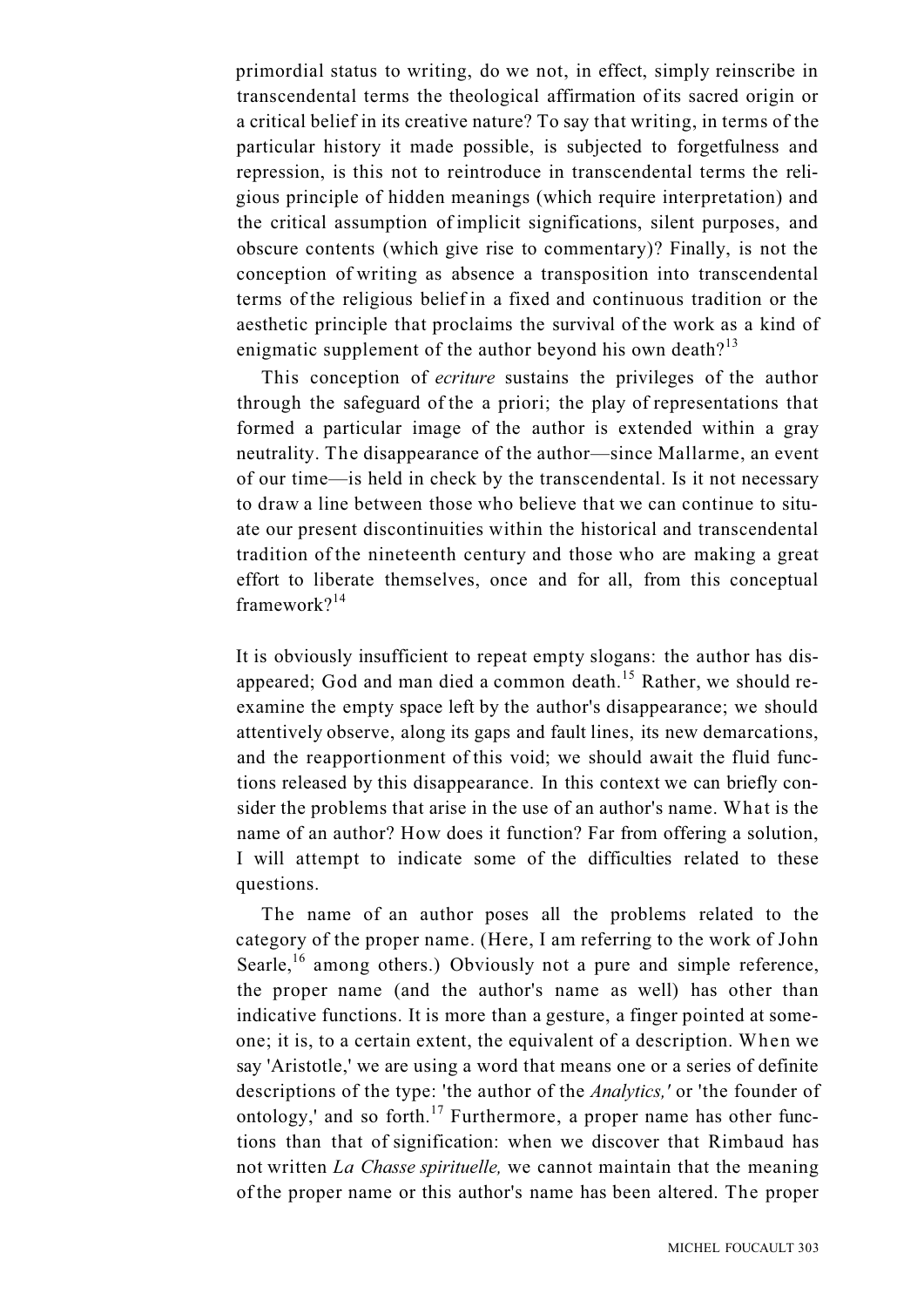primordial status to writing, do we not, in effect, simply reinscribe in transcendental terms the theological affirmation of its sacred origin or a critical belief in its creative nature? To say that writing, in terms of the particular history it made possible, is subjected to forgetfulness and repression, is this not to reintroduce in transcendental terms the religious principle of hidden meanings (which require interpretation) and the critical assumption of implicit significations, silent purposes, and obscure contents (which give rise to commentary)? Finally, is not the conception of writing as absence a transposition into transcendental terms of the religious belief in a fixed and continuous tradition or the aesthetic principle that proclaims the survival of the work as a kind of enigmatic supplement of the author beyond his own death?[13]

This conception of *ecriture* sustains the privileges of the author through the safeguard of the a priori; the play of representations that formed a particular image of the author is extended within a gray neutrality. The disappearance of the author—since Mallarme, an event of our time—is held in check by the transcendental. Is it not necessary to draw a line between those who believe that we can continue to situate our present discontinuities within the historical and transcendental tradition of the nineteenth century and those who are making a great effort to liberate themselves, once and for all, from this conceptual framework?[14]

It is obviously insufficient to repeat empty slogans: the author has disappeared; God and man died a common death.[15] Rather, we should reexamine the empty space left by the author's disappearance; we should attentively observe, along its gaps and fault lines, its new demarcations, and the reapportionment of this void; we should await the fluid functions released by this disappearance. In this context we can briefly consider the problems that arise in the use of an author's name. What is the name of an author? How does it function? Far from offering a solution, I will attempt to indicate some of the difficulties related to these questions.

The name of an author poses all the problems related to the category of the proper name. (Here, I am referring to the work of John Searle,[16] among others.) Obviously not a pure and simple reference, the proper name (and the author's name as well) has other than indicative functions. It is more than a gesture, a finger pointed at someone; it is, to a certain extent, the equivalent of a description. When we say 'Aristotle,' we are using a word that means one or a series of definite descriptions of the type: 'the author of the *Analytics,*' or 'the founder of ontology,' and so forth.[17] Furthermore, a proper name has other functions than that of signification: when we discover that Rimbaud has not written *La Chasse spirituelle,* we cannot maintain that the meaning of the proper name or this author's name has been altered. The proper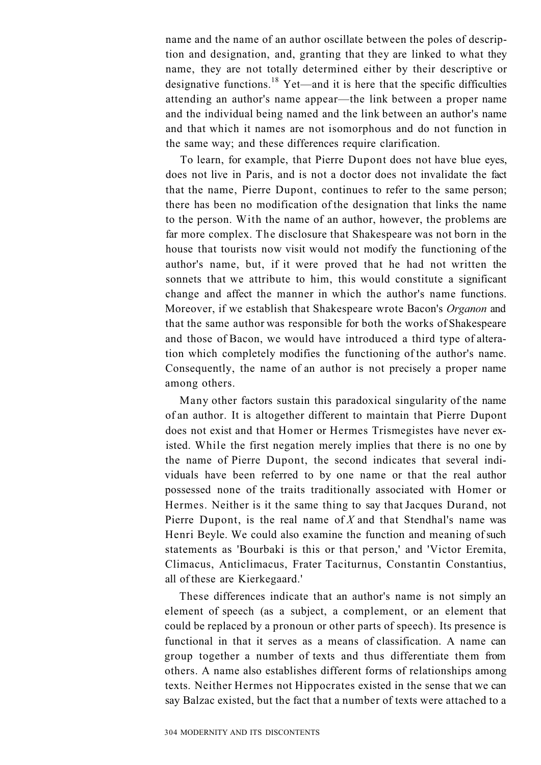name and the name of an author oscillate between the poles of description and designation, and, granting that they are linked to what they name, they are not totally determined either by their descriptive or designative functions.[18] Yet—and it is here that the specific difficulties attending an author's name appear—the link between a proper name and the individual being named and the link between an author's name and that which it names are not isomorphous and do not function in the same way; and these differences require clarification.

To learn, for example, that Pierre Dupont does not have blue eyes, does not live in Paris, and is not a doctor does not invalidate the fact that the name, Pierre Dupont, continues to refer to the same person; there has been no modification of the designation that links the name to the person. With the name of an author, however, the problems are far more complex. The disclosure that Shakespeare was not born in the house that tourists now visit would not modify the functioning of the author's name, but, if it were proved that he had not written the sonnets that we attribute to him, this would constitute a significant change and affect the manner in which the author's name functions. Moreover, if we establish that Shakespeare wrote Bacon's *Organon* and that the same author was responsible for both the works of Shakespeare and those of Bacon, we would have introduced a third type of alteration which completely modifies the functioning of the author's name. Consequently, the name of an author is not precisely a proper name among others.

Many other factors sustain this paradoxical singularity of the name of an author. It is altogether different to maintain that Pierre Dupont does not exist and that Homer or Hermes Trismegistes have never existed. While the first negation merely implies that there is no one by the name of Pierre Dupont, the second indicates that several individuals have been referred to by one name or that the real author possessed none of the traits traditionally associated with Homer or Hermes. Neither is it the same thing to say that Jacques Durand, not Pierre Dupont, is the real name of *X* and that Stendhal's name was Henri Beyle. We could also examine the function and meaning of such statements as 'Bourbaki is this or that person,' and 'Victor Eremita, Climacus, Anticlimacus, Frater Taciturnus, Constantin Constantius, all of these are Kierkegaard.'

These differences indicate that an author's name is not simply an element of speech (as a subject, a complement, or an element that could be replaced by a pronoun or other parts of speech). Its presence is functional in that it serves as a means of classification. A name can group together a number of texts and thus differentiate them from others. A name also establishes different forms of relationships among texts. Neither Hermes not Hippocrates existed in the sense that we can say Balzac existed, but the fact that a number of texts were attached to a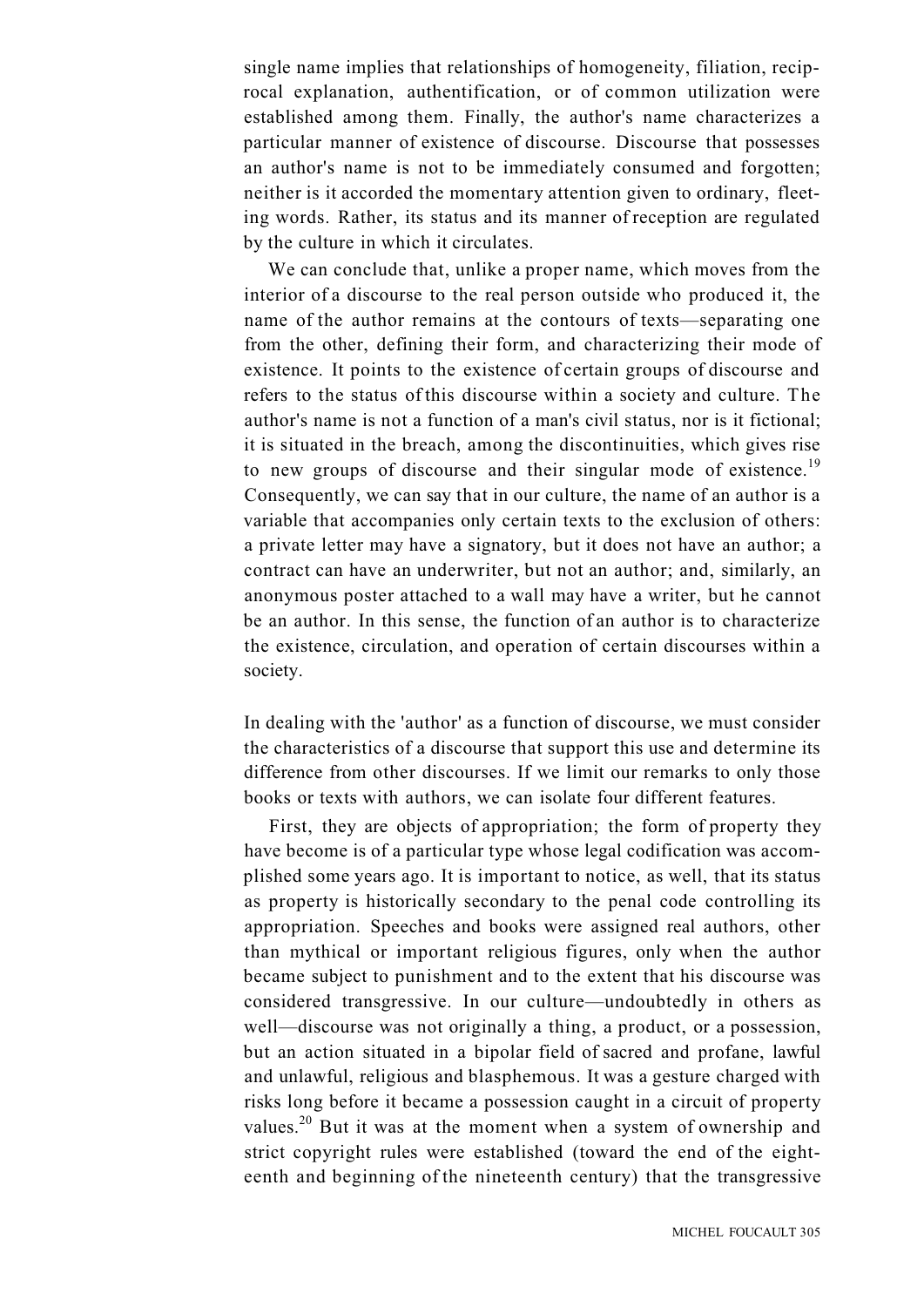single name implies that relationships of homogeneity, filiation, reciprocal explanation, authentification, or of common utilization were established among them. Finally, the author's name characterizes a particular manner of existence of discourse. Discourse that possesses an author's name is not to be immediately consumed and forgotten; neither is it accorded the momentary attention given to ordinary, fleeting words. Rather, its status and its manner of reception are regulated by the culture in which it circulates.

We can conclude that, unlike a proper name, which moves from the interior of a discourse to the real person outside who produced it, the name of the author remains at the contours of texts—separating one from the other, defining their form, and characterizing their mode of existence. It points to the existence of certain groups of discourse and refers to the status of this discourse within a society and culture. The author's name is not a function of a man's civil status, nor is it fictional; it is situated in the breach, among the discontinuities, which gives rise to new groups of discourse and their singular mode of existence.[19] Consequently, we can say that in our culture, the name of an author is a variable that accompanies only certain texts to the exclusion of others: a private letter may have a signatory, but it does not have an author; a contract can have an underwriter, but not an author; and, similarly, an anonymous poster attached to a wall may have a writer, but he cannot be an author. In this sense, the function of an author is to characterize the existence, circulation, and operation of certain discourses within a society.

In dealing with the 'author' as a function of discourse, we must consider the characteristics of a discourse that support this use and determine its difference from other discourses. If we limit our remarks to only those books or texts with authors, we can isolate four different features.

First, they are objects of appropriation; the form of property they have become is of a particular type whose legal codification was accomplished some years ago. It is important to notice, as well, that its status as property is historically secondary to the penal code controlling its appropriation. Speeches and books were assigned real authors, other than mythical or important religious figures, only when the author became subject to punishment and to the extent that his discourse was considered transgressive. In our culture—undoubtedly in others as well—discourse was not originally a thing, a product, or a possession, but an action situated in a bipolar field of sacred and profane, lawful and unlawful, religious and blasphemous. It was a gesture charged with risks long before it became a possession caught in a circuit of property values.[20] But it was at the moment when a system of ownership and strict copyright rules were established (toward the end of the eighteenth and beginning of the nineteenth century) that the transgressive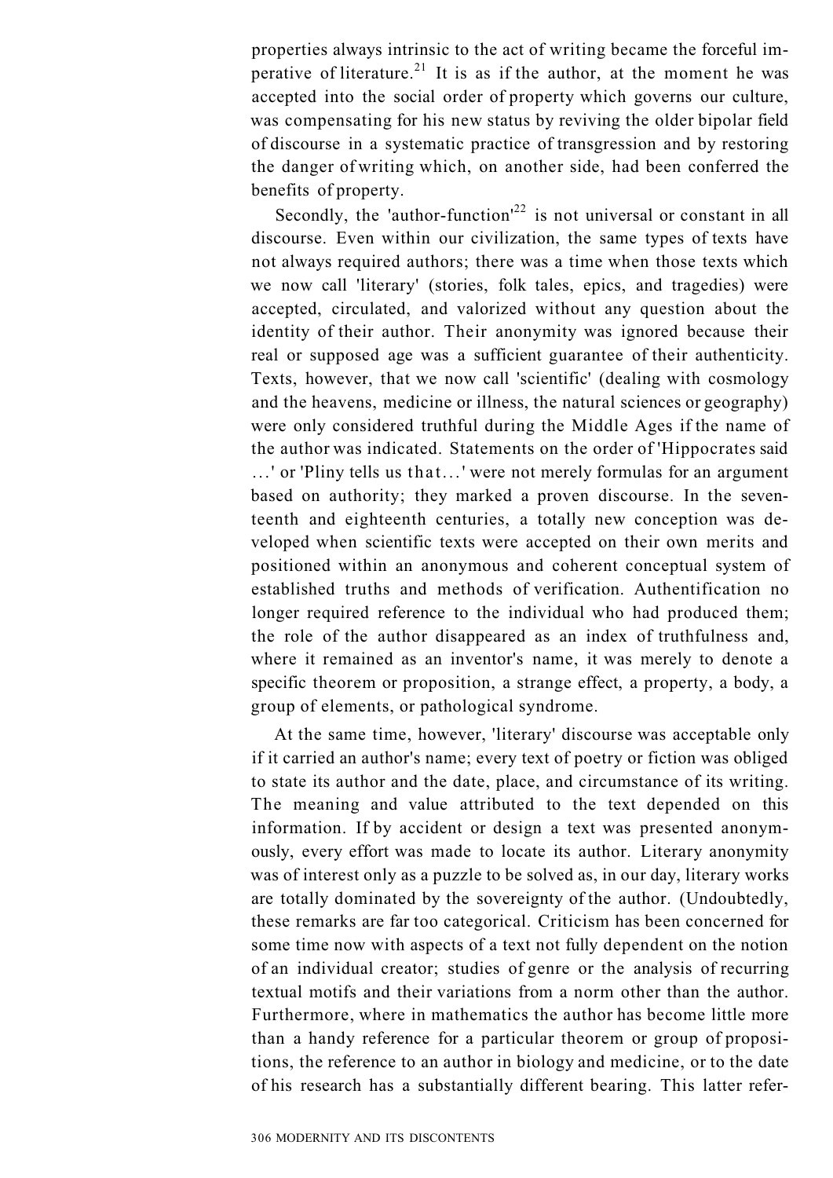properties always intrinsic to the act of writing became the forceful imperative of literature.[21] It is as if the author, at the moment he was accepted into the social order of property which governs our culture, was compensating for his new status by reviving the older bipolar field of discourse in a systematic practice of transgression and by restoring the danger of writing which, on another side, had been conferred the benefits of property.

Secondly, the 'author-function'[22] is not universal or constant in all discourse. Even within our civilization, the same types of texts have not always required authors; there was a time when those texts which we now call 'literary' (stories, folk tales, epics, and tragedies) were accepted, circulated, and valorized without any question about the identity of their author. Their anonymity was ignored because their real or supposed age was a sufficient guarantee of their authenticity. Texts, however, that we now call 'scientific' (dealing with cosmology and the heavens, medicine or illness, the natural sciences or geography) were only considered truthful during the Middle Ages if the name of the author was indicated. Statements on the order of 'Hippocrates said ...' or 'Pliny tells us that...' were not merely formulas for an argument based on authority; they marked a proven discourse. In the seventeenth and eighteenth centuries, a totally new conception was developed when scientific texts were accepted on their own merits and positioned within an anonymous and coherent conceptual system of established truths and methods of verification. Authentification no longer required reference to the individual who had produced them; the role of the author disappeared as an index of truthfulness and, where it remained as an inventor's name, it was merely to denote a specific theorem or proposition, a strange effect, a property, a body, a group of elements, or pathological syndrome.

At the same time, however, 'literary' discourse was acceptable only if it carried an author's name; every text of poetry or fiction was obliged to state its author and the date, place, and circumstance of its writing. The meaning and value attributed to the text depended on this information. If by accident or design a text was presented anonymously, every effort was made to locate its author. Literary anonymity was of interest only as a puzzle to be solved as, in our day, literary works are totally dominated by the sovereignty of the author. (Undoubtedly, these remarks are far too categorical. Criticism has been concerned for some time now with aspects of a text not fully dependent on the notion of an individual creator; studies of genre or the analysis of recurring textual motifs and their variations from a norm other than the author. Furthermore, where in mathematics the author has become little more than a handy reference for a particular theorem or group of propositions, the reference to an author in biology and medicine, or to the date of his research has a substantially different bearing. This latter refer-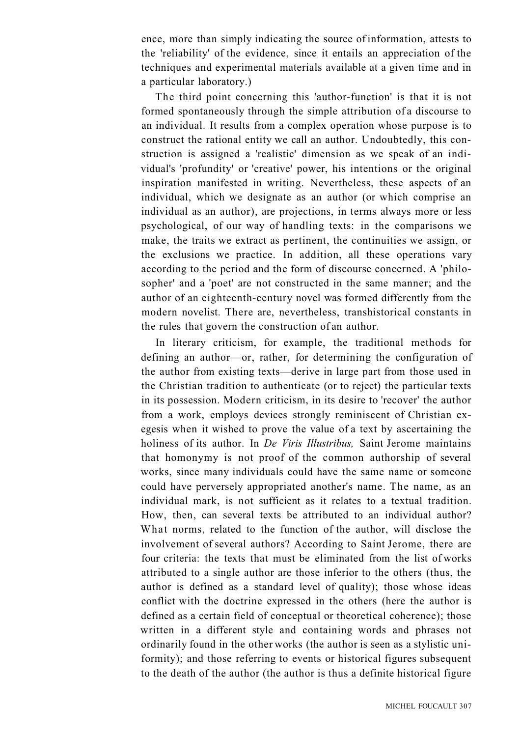ence, more than simply indicating the source of information, attests to the 'reliability' of the evidence, since it entails an appreciation of the techniques and experimental materials available at a given time and in a particular laboratory.)

The third point concerning this 'author-function' is that it is not formed spontaneously through the simple attribution of a discourse to an individual. It results from a complex operation whose purpose is to construct the rational entity we call an author. Undoubtedly, this construction is assigned a 'realistic' dimension as we speak of an individual's 'profundity' or 'creative' power, his intentions or the original inspiration manifested in writing. Nevertheless, these aspects of an individual, which we designate as an author (or which comprise an individual as an author), are projections, in terms always more or less psychological, of our way of handling texts: in the comparisons we make, the traits we extract as pertinent, the continuities we assign, or the exclusions we practice. In addition, all these operations vary according to the period and the form of discourse concerned. A 'philosopher' and a 'poet' are not constructed in the same manner; and the author of an eighteenth-century novel was formed differently from the modern novelist. There are, nevertheless, transhistorical constants in the rules that govern the construction of an author.

In literary criticism, for example, the traditional methods for defining an author—or, rather, for determining the configuration of the author from existing texts—derive in large part from those used in the Christian tradition to authenticate (or to reject) the particular texts in its possession. Modern criticism, in its desire to 'recover' the author from a work, employs devices strongly reminiscent of Christian exegesis when it wished to prove the value of a text by ascertaining the holiness of its author. In *De Viris Illustribus,* Saint Jerome maintains that homonymy is not proof of the common authorship of several works, since many individuals could have the same name or someone could have perversely appropriated another's name. The name, as an individual mark, is not sufficient as it relates to a textual tradition. How, then, can several texts be attributed to an individual author? What norms, related to the function of the author, will disclose the involvement of several authors? According to Saint Jerome, there are four criteria: the texts that must be eliminated from the list of works attributed to a single author are those inferior to the others (thus, the author is defined as a standard level of quality); those whose ideas conflict with the doctrine expressed in the others (here the author is defined as a certain field of conceptual or theoretical coherence); those written in a different style and containing words and phrases not ordinarily found in the other works (the author is seen as a stylistic uniformity); and those referring to events or historical figures subsequent to the death of the author (the author is thus a definite historical figure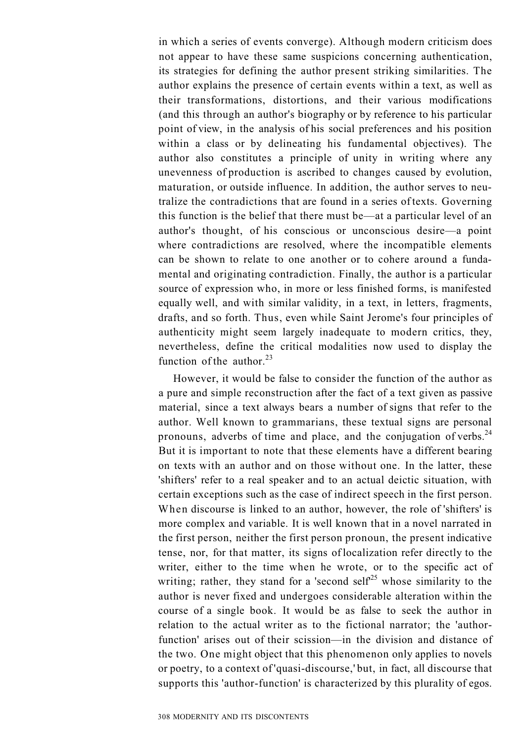in which a series of events converge). Although modern criticism does not appear to have these same suspicions concerning authentication, its strategies for defining the author present striking similarities. The author explains the presence of certain events within a text, as well as their transformations, distortions, and their various modifications (and this through an author's biography or by reference to his particular point of view, in the analysis of his social preferences and his position within a class or by delineating his fundamental objectives). The author also constitutes a principle of unity in writing where any unevenness of production is ascribed to changes caused by evolution, maturation, or outside influence. In addition, the author serves to neutralize the contradictions that are found in a series of texts. Governing this function is the belief that there must be—at a particular level of an author's thought, of his conscious or unconscious desire—a point where contradictions are resolved, where the incompatible elements can be shown to relate to one another or to cohere around a fundamental and originating contradiction. Finally, the author is a particular source of expression who, in more or less finished forms, is manifested equally well, and with similar validity, in a text, in letters, fragments, drafts, and so forth. Thus, even while Saint Jerome's four principles of authenticity might seem largely inadequate to modern critics, they, nevertheless, define the critical modalities now used to display the function of the author.[23]

However, it would be false to consider the function of the author as a pure and simple reconstruction after the fact of a text given as passive material, since a text always bears a number of signs that refer to the author. Well known to grammarians, these textual signs are personal pronouns, adverbs of time and place, and the conjugation of verbs.[24] But it is important to note that these elements have a different bearing on texts with an author and on those without one. In the latter, these 'shifters' refer to a real speaker and to an actual deictic situation, with certain exceptions such as the case of indirect speech in the first person. When discourse is linked to an author, however, the role of 'shifters' is more complex and variable. It is well known that in a novel narrated in the first person, neither the first person pronoun, the present indicative tense, nor, for that matter, its signs of localization refer directly to the writer, either to the time when he wrote, or to the specific act of writing; rather, they stand for a 'second self'[25] whose similarity to the author is never fixed and undergoes considerable alteration within the course of a single book. It would be as false to seek the author in relation to the actual writer as to the fictional narrator; the 'author-function' arises out of their scission—in the division and distance of the two. One might object that this phenomenon only applies to novels or poetry, to a context of 'quasi-discourse,' but, in fact, all discourse that supports this 'author-function' is characterized by this plurality of egos.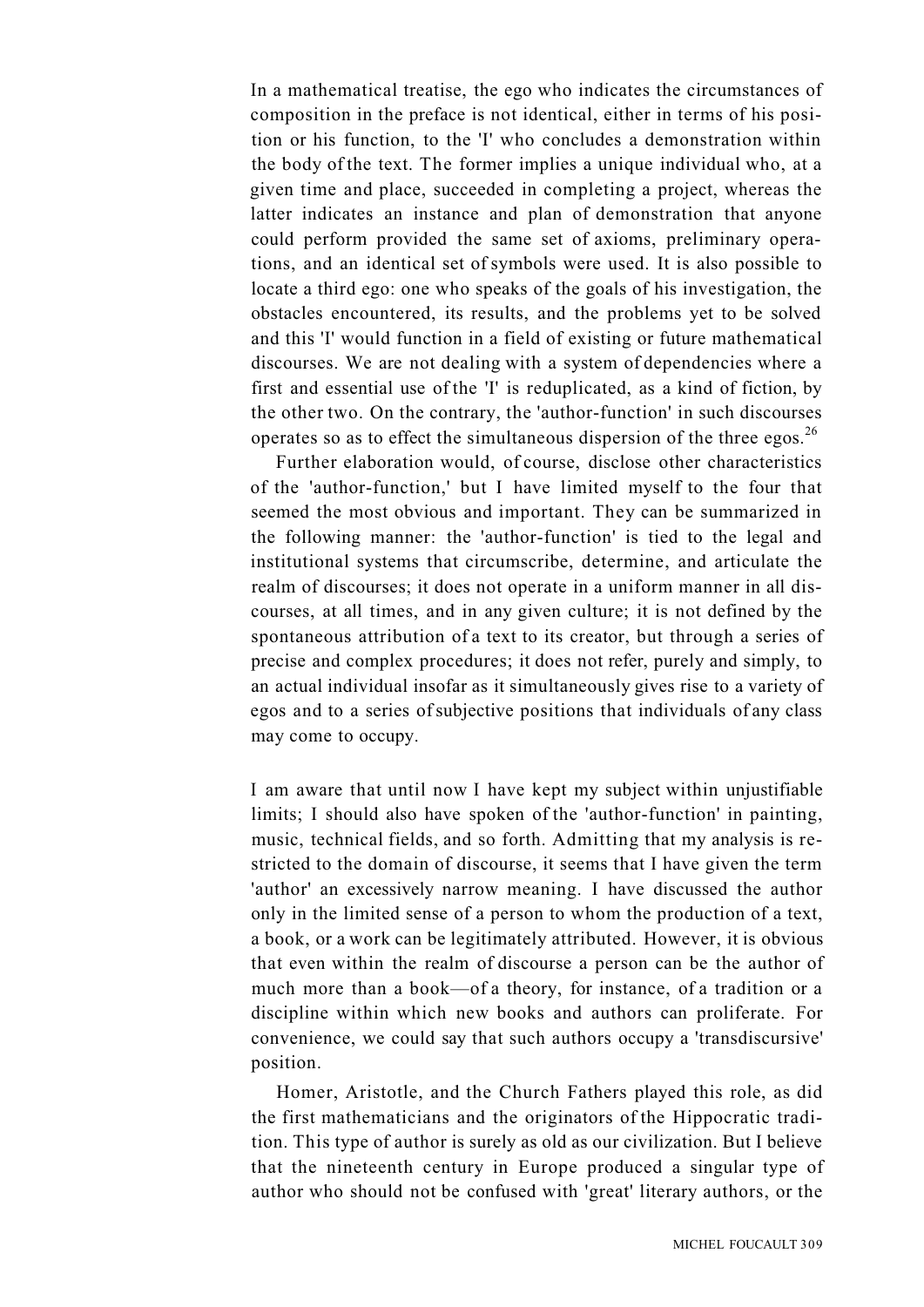In a mathematical treatise, the ego who indicates the circumstances of composition in the preface is not identical, either in terms of his position or his function, to the 'I' who concludes a demonstration within the body of the text. The former implies a unique individual who, at a given time and place, succeeded in completing a project, whereas the latter indicates an instance and plan of demonstration that anyone could perform provided the same set of axioms, preliminary operations, and an identical set of symbols were used. It is also possible to locate a third ego: one who speaks of the goals of his investigation, the obstacles encountered, its results, and the problems yet to be solved and this 'I' would function in a field of existing or future mathematical discourses. We are not dealing with a system of dependencies where a first and essential use of the 'I' is reduplicated, as a kind of fiction, by the other two. On the contrary, the 'author-function' in such discourses operates so as to effect the simultaneous dispersion of the three egos.[26]

Further elaboration would, of course, disclose other characteristics of the 'author-function,' but I have limited myself to the four that seemed the most obvious and important. They can be summarized in the following manner: the 'author-function' is tied to the legal and institutional systems that circumscribe, determine, and articulate the realm of discourses; it does not operate in a uniform manner in all discourses, at all times, and in any given culture; it is not defined by the spontaneous attribution of a text to its creator, but through a series of precise and complex procedures; it does not refer, purely and simply, to an actual individual insofar as it simultaneously gives rise to a variety of egos and to a series of subjective positions that individuals of any class may come to occupy.

I am aware that until now I have kept my subject within unjustifiable limits; I should also have spoken of the 'author-function' in painting, music, technical fields, and so forth. Admitting that my analysis is restricted to the domain of discourse, it seems that I have given the term 'author' an excessively narrow meaning. I have discussed the author only in the limited sense of a person to whom the production of a text, a book, or a work can be legitimately attributed. However, it is obvious that even within the realm of discourse a person can be the author of much more than a book—of a theory, for instance, of a tradition or a discipline within which new books and authors can proliferate. For convenience, we could say that such authors occupy a 'transdiscursive' position.

Homer, Aristotle, and the Church Fathers played this role, as did the first mathematicians and the originators of the Hippocratic tradition. This type of author is surely as old as our civilization. But I believe that the nineteenth century in Europe produced a singular type of author who should not be confused with 'great' literary authors, or the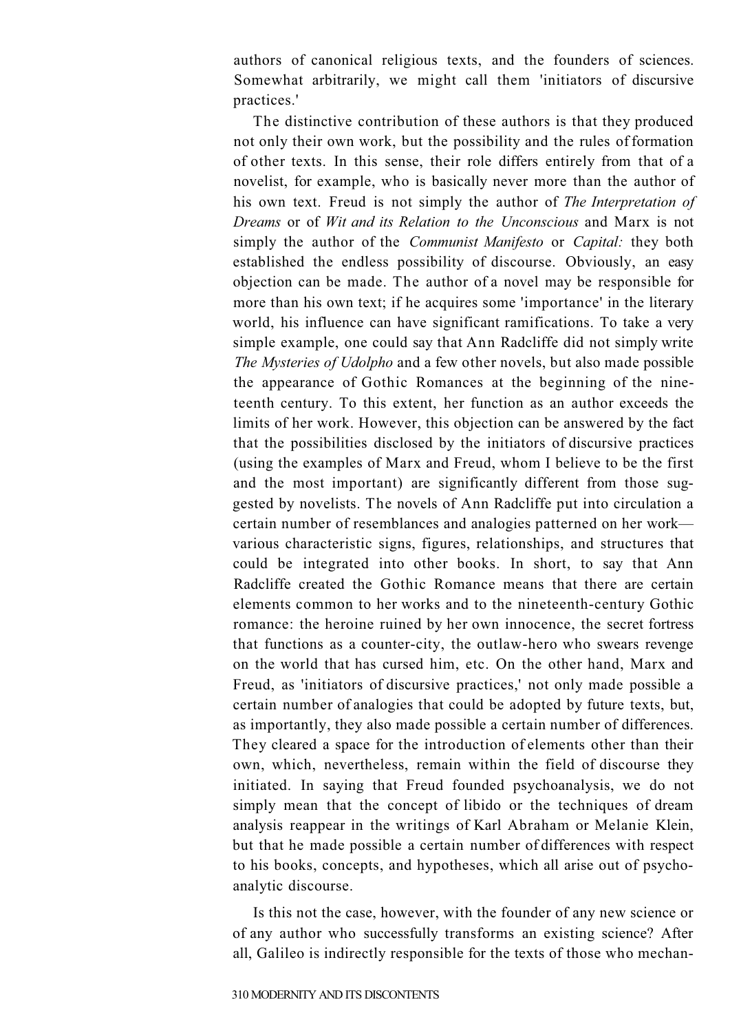authors of canonical religious texts, and the founders of sciences. Somewhat arbitrarily, we might call them 'initiators of discursive practices.'

The distinctive contribution of these authors is that they produced not only their own work, but the possibility and the rules of formation of other texts. In this sense, their role differs entirely from that of a novelist, for example, who is basically never more than the author of his own text. Freud is not simply the author of *The Interpretation of Dreams* or of *Wit and its Relation to the Unconscious* and Marx is not simply the author of the *Communist Manifesto* or *Capital:* they both established the endless possibility of discourse. Obviously, an easy objection can be made. The author of a novel may be responsible for more than his own text; if he acquires some 'importance' in the literary world, his influence can have significant ramifications. To take a very simple example, one could say that Ann Radcliffe did not simply write *The Mysteries of Udolpho* and a few other novels, but also made possible the appearance of Gothic Romances at the beginning of the nineteenth century. To this extent, her function as an author exceeds the limits of her work. However, this objection can be answered by the fact that the possibilities disclosed by the initiators of discursive practices (using the examples of Marx and Freud, whom I believe to be the first and the most important) are significantly different from those suggested by novelists. The novels of Ann Radcliffe put into circulation a certain number of resemblances and analogies patterned on her work—various characteristic signs, figures, relationships, and structures that could be integrated into other books. In short, to say that Ann Radcliffe created the Gothic Romance means that there are certain elements common to her works and to the nineteenth-century Gothic romance: the heroine ruined by her own innocence, the secret fortress that functions as a counter-city, the outlaw-hero who swears revenge on the world that has cursed him, etc. On the other hand, Marx and Freud, as 'initiators of discursive practices,' not only made possible a certain number of analogies that could be adopted by future texts, but, as importantly, they also made possible a certain number of differences. They cleared a space for the introduction of elements other than their own, which, nevertheless, remain within the field of discourse they initiated. In saying that Freud founded psychoanalysis, we do not simply mean that the concept of libido or the techniques of dream analysis reappear in the writings of Karl Abraham or Melanie Klein, but that he made possible a certain number of differences with respect to his books, concepts, and hypotheses, which all arise out of psychoanalytic discourse.

Is this not the case, however, with the founder of any new science or of any author who successfully transforms an existing science? After all, Galileo is indirectly responsible for the texts of those who mechan-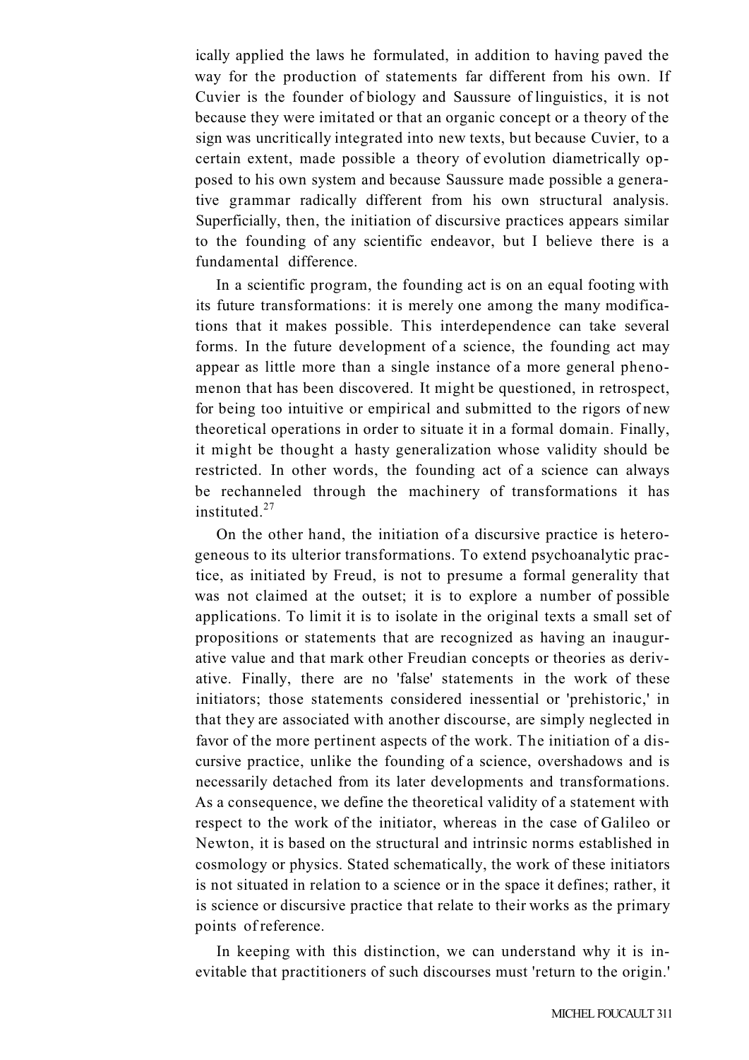ically applied the laws he formulated, in addition to having paved the way for the production of statements far different from his own. If Cuvier is the founder of biology and Saussure of linguistics, it is not because they were imitated or that an organic concept or a theory of the sign was uncritically integrated into new texts, but because Cuvier, to a certain extent, made possible a theory of evolution diametrically opposed to his own system and because Saussure made possible a generative grammar radically different from his own structural analysis. Superficially, then, the initiation of discursive practices appears similar to the founding of any scientific endeavor, but I believe there is a fundamental difference.

In a scientific program, the founding act is on an equal footing with its future transformations: it is merely one among the many modifications that it makes possible. This interdependence can take several forms. In the future development of a science, the founding act may appear as little more than a single instance of a more general phenomenon that has been discovered. It might be questioned, in retrospect, for being too intuitive or empirical and submitted to the rigors of new theoretical operations in order to situate it in a formal domain. Finally, it might be thought a hasty generalization whose validity should be restricted. In other words, the founding act of a science can always be rechanneled through the machinery of transformations it has instituted.[27]

On the other hand, the initiation of a discursive practice is heterogeneous to its ulterior transformations. To extend psychoanalytic practice, as initiated by Freud, is not to presume a formal generality that was not claimed at the outset; it is to explore a number of possible applications. To limit it is to isolate in the original texts a small set of propositions or statements that are recognized as having an inaugurative value and that mark other Freudian concepts or theories as derivative. Finally, there are no 'false' statements in the work of these initiators; those statements considered inessential or 'prehistoric,' in that they are associated with another discourse, are simply neglected in favor of the more pertinent aspects of the work. The initiation of a discursive practice, unlike the founding of a science, overshadows and is necessarily detached from its later developments and transformations. As a consequence, we define the theoretical validity of a statement with respect to the work of the initiator, whereas in the case of Galileo or Newton, it is based on the structural and intrinsic norms established in cosmology or physics. Stated schematically, the work of these initiators is not situated in relation to a science or in the space it defines; rather, it is science or discursive practice that relate to their works as the primary points of reference.

In keeping with this distinction, we can understand why it is inevitable that practitioners of such discourses must 'return to the origin.'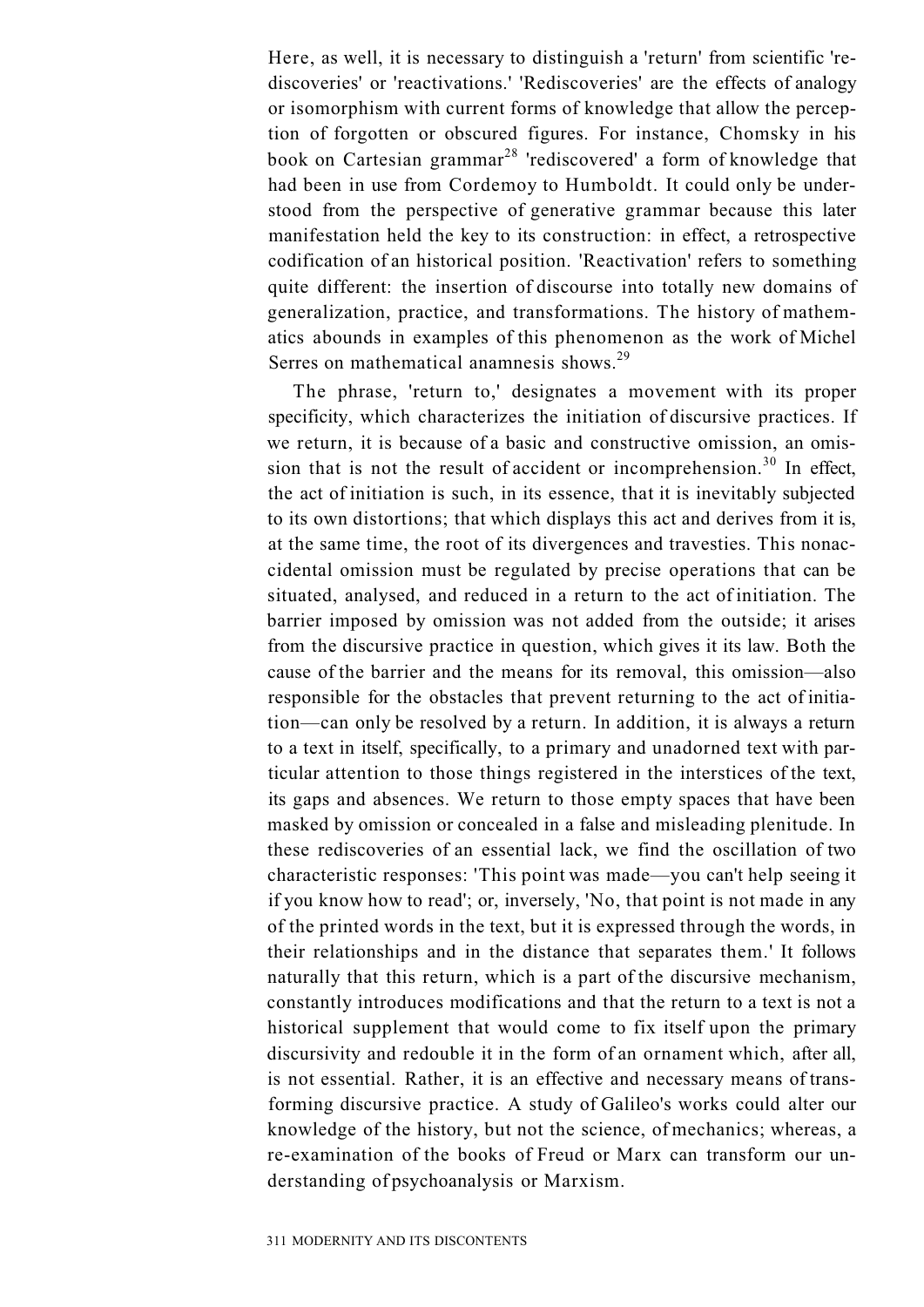Here, as well, it is necessary to distinguish a 'return' from scientific 'rediscoveries' or 'reactivations.' 'Rediscoveries' are the effects of analogy or isomorphism with current forms of knowledge that allow the perception of forgotten or obscured figures. For instance, Chomsky in his book on Cartesian grammar[28] 'rediscovered' a form of knowledge that had been in use from Cordemoy to Humboldt. It could only be understood from the perspective of generative grammar because this later manifestation held the key to its construction: in effect, a retrospective codification of an historical position. 'Reactivation' refers to something quite different: the insertion of discourse into totally new domains of generalization, practice, and transformations. The history of mathematics abounds in examples of this phenomenon as the work of Michel Serres on mathematical anamnesis shows.[29]

The phrase, 'return to,' designates a movement with its proper specificity, which characterizes the initiation of discursive practices. If we return, it is because of a basic and constructive omission, an omission that is not the result of accident or incomprehension.[30] In effect, the act of initiation is such, in its essence, that it is inevitably subjected to its own distortions; that which displays this act and derives from it is, at the same time, the root of its divergences and travesties. This nonaccidental omission must be regulated by precise operations that can be situated, analysed, and reduced in a return to the act of initiation. The barrier imposed by omission was not added from the outside; it arises from the discursive practice in question, which gives it its law. Both the cause of the barrier and the means for its removal, this omission—also responsible for the obstacles that prevent returning to the act of initiation—can only be resolved by a return. In addition, it is always a return to a text in itself, specifically, to a primary and unadorned text with particular attention to those things registered in the interstices of the text, its gaps and absences. We return to those empty spaces that have been masked by omission or concealed in a false and misleading plenitude. In these rediscoveries of an essential lack, we find the oscillation of two characteristic responses: 'This point was made—you can't help seeing it if you know how to read'; or, inversely, 'No, that point is not made in any of the printed words in the text, but it is expressed through the words, in their relationships and in the distance that separates them.' It follows naturally that this return, which is a part of the discursive mechanism, constantly introduces modifications and that the return to a text is not a historical supplement that would come to fix itself upon the primary discursivity and redouble it in the form of an ornament which, after all, is not essential. Rather, it is an effective and necessary means of transforming discursive practice. A study of Galileo's works could alter our knowledge of the history, but not the science, of mechanics; whereas, a re-examination of the books of Freud or Marx can transform our understanding of psychoanalysis or Marxism.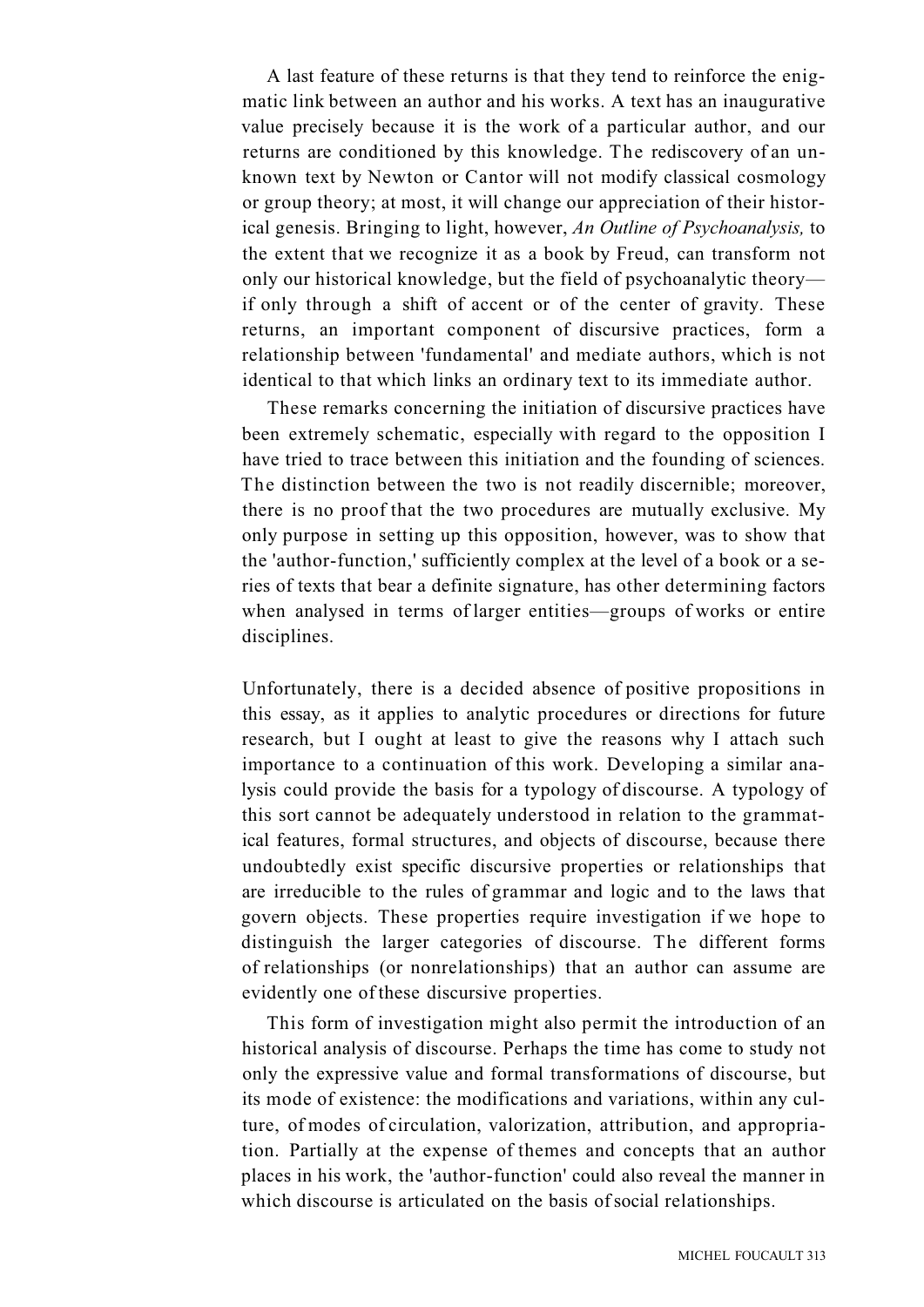A last feature of these returns is that they tend to reinforce the enigmatic link between an author and his works. A text has an inaugurative value precisely because it is the work of a particular author, and our returns are conditioned by this knowledge. The rediscovery of an unknown text by Newton or Cantor will not modify classical cosmology or group theory; at most, it will change our appreciation of their historical genesis. Bringing to light, however, *An Outline of Psychoanalysis,* to the extent that we recognize it as a book by Freud, can transform not only our historical knowledge, but the field of psychoanalytic theory—if only through a shift of accent or of the center of gravity. These returns, an important component of discursive practices, form a relationship between 'fundamental' and mediate authors, which is not identical to that which links an ordinary text to its immediate author.

These remarks concerning the initiation of discursive practices have been extremely schematic, especially with regard to the opposition I have tried to trace between this initiation and the founding of sciences. The distinction between the two is not readily discernible; moreover, there is no proof that the two procedures are mutually exclusive. My only purpose in setting up this opposition, however, was to show that the 'author-function,' sufficiently complex at the level of a book or a series of texts that bear a definite signature, has other determining factors when analysed in terms of larger entities—groups of works or entire disciplines.

Unfortunately, there is a decided absence of positive propositions in this essay, as it applies to analytic procedures or directions for future research, but I ought at least to give the reasons why I attach such importance to a continuation of this work. Developing a similar analysis could provide the basis for a typology of discourse. A typology of this sort cannot be adequately understood in relation to the grammatical features, formal structures, and objects of discourse, because there undoubtedly exist specific discursive properties or relationships that are irreducible to the rules of grammar and logic and to the laws that govern objects. These properties require investigation if we hope to distinguish the larger categories of discourse. The different forms of relationships (or nonrelationships) that an author can assume are evidently one of these discursive properties.

This form of investigation might also permit the introduction of an historical analysis of discourse. Perhaps the time has come to study not only the expressive value and formal transformations of discourse, but its mode of existence: the modifications and variations, within any culture, of modes of circulation, valorization, attribution, and appropriation. Partially at the expense of themes and concepts that an author places in his work, the 'author-function' could also reveal the manner in which discourse is articulated on the basis of social relationships.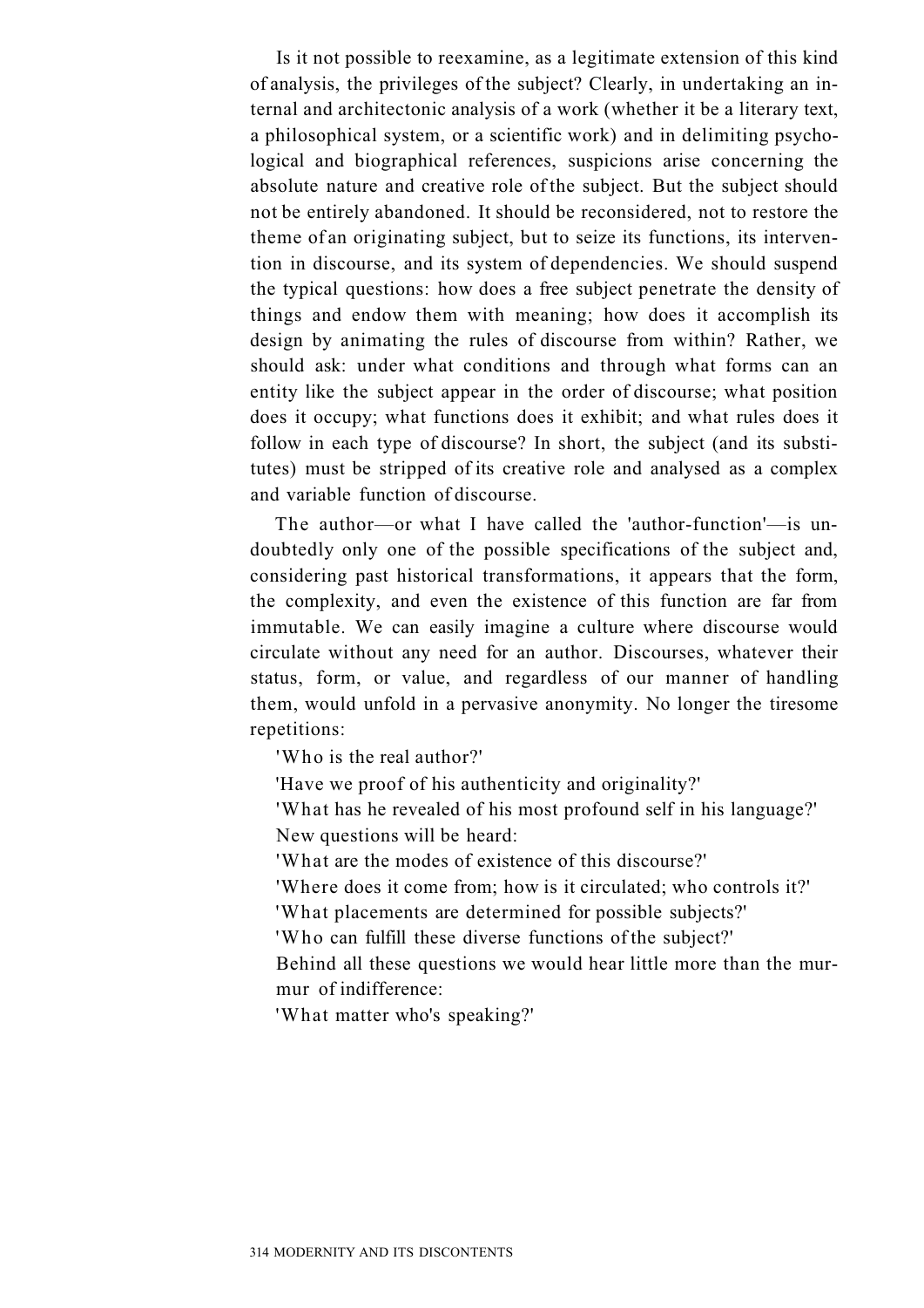Is it not possible to reexamine, as a legitimate extension of this kind of analysis, the privileges of the subject? Clearly, in undertaking an internal and architectonic analysis of a work (whether it be a literary text, a philosophical system, or a scientific work) and in delimiting psychological and biographical references, suspicions arise concerning the absolute nature and creative role of the subject. But the subject should not be entirely abandoned. It should be reconsidered, not to restore the theme of an originating subject, but to seize its functions, its intervention in discourse, and its system of dependencies. We should suspend the typical questions: how does a free subject penetrate the density of things and endow them with meaning; how does it accomplish its design by animating the rules of discourse from within? Rather, we should ask: under what conditions and through what forms can an entity like the subject appear in the order of discourse; what position does it occupy; what functions does it exhibit; and what rules does it follow in each type of discourse? In short, the subject (and its substitutes) must be stripped of its creative role and analysed as a complex and variable function of discourse.

The author—or what I have called the 'author-function'—is undoubtedly only one of the possible specifications of the subject and, considering past historical transformations, it appears that the form, the complexity, and even the existence of this function are far from immutable. We can easily imagine a culture where discourse would circulate without any need for an author. Discourses, whatever their status, form, or value, and regardless of our manner of handling them, would unfold in a pervasive anonymity. No longer the tiresome repetitions:

'Who is the real author?'

'Have we proof of his authenticity and originality?'

'What has he revealed of his most profound self in his language?'

New questions will be heard:

'What are the modes of existence of this discourse?'

'Where does it come from; how is it circulated; who controls it?'

'What placements are determined for possible subjects?'

'Who can fulfill these diverse functions of the subject?'

Behind all these questions we would hear little more than the murmur of indifference:

'What matter who's speaking?'